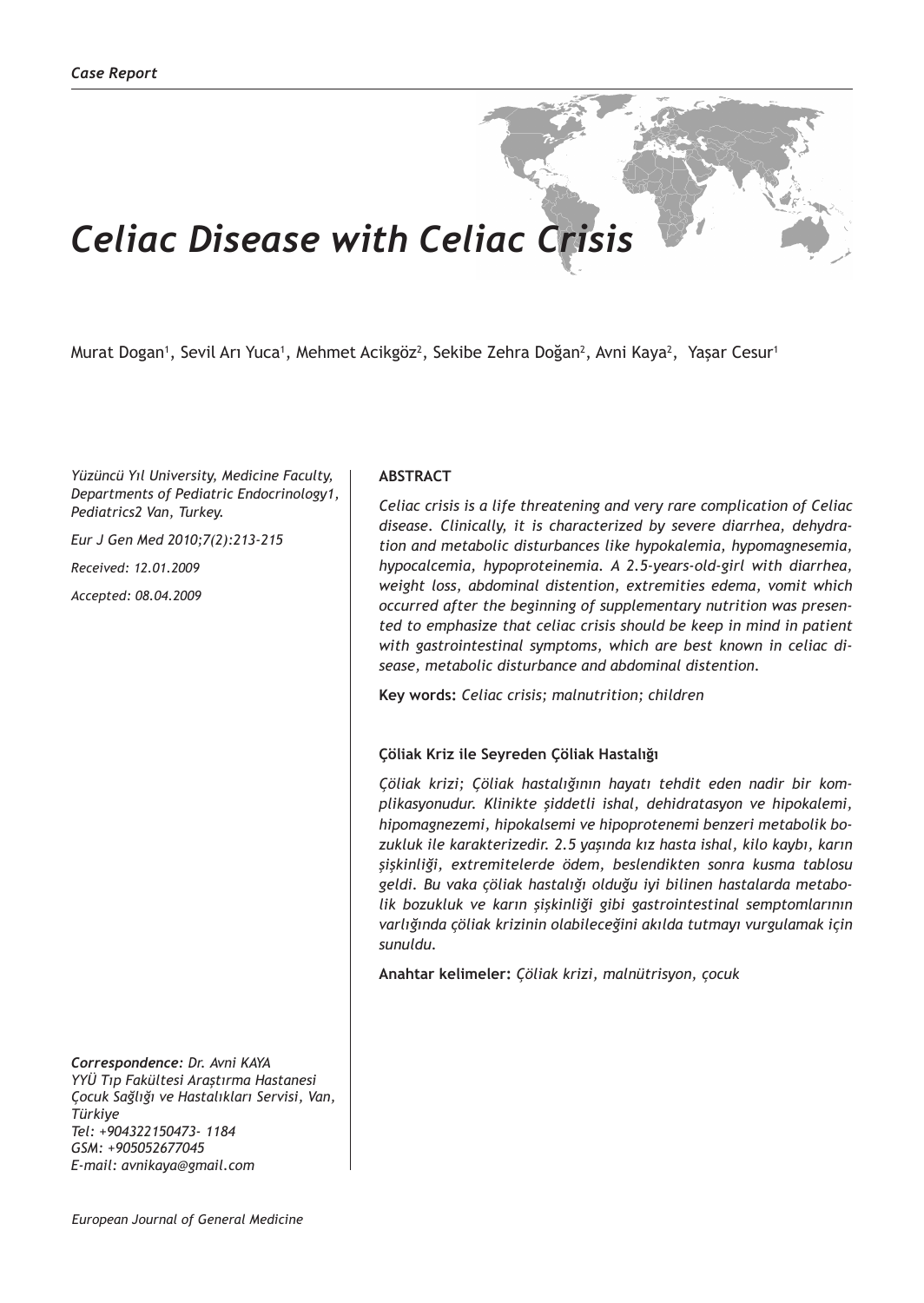*Case Report*

# Celiac Disease with Celiac Crisis

Murat Dogan[1], Sevil Arı Yuca[1], Mehmet Acikgöz[2], Sekibe Zehra Doğan[2], Avni Kaya[2], Yaşar Cesur[1]

*Yüzüncü Yıl University, Medicine Faculty, Departments of Pediatric Endocrinology1, Pediatrics2 Van, Turkey.*

*Eur J Gen Med 2010;7(2):213-215*

*Received: 12.01.2009*

*Accepted: 08.04.2009*

**ABSTRACT**

*Celiac crisis is a life threatening and very rare complication of Celiac disease. Clinically, it is characterized by severe diarrhea, dehydration and metabolic disturbances like hypokalemia, hypomagnesemia, hypocalcemia, hypoproteinemia. A 2.5-years-old-girl with diarrhea, weight loss, abdominal distention, extremities edema, vomit which occurred after the beginning of supplementary nutrition was presented to emphasize that celiac crisis should be keep in mind in patient with gastrointestinal symptoms, which are best known in celiac disease, metabolic disturbance and abdominal distention.*

**Key words:** *Celiac crisis; malnutrition; children*

**Çöliak Kriz ile Seyreden Çöliak Hastalığı**

*Çöliak krizi; Çöliak hastalığının hayatı tehdit eden nadir bir komplikasyonudur. Klinikte şiddetli ishal, dehidratasyon ve hipokalemi, hipomagnezemi, hipokalsemi ve hipoprotenemi benzeri metabolik bozukluk ile karakterizedir. 2.5 yaşında kız hasta ishal, kilo kaybı, karın şişkinliği, extremitelerde ödem, beslendikten sonra kusma tablosu geldi. Bu vaka çöliak hastalığı olduğu iyi bilinen hastalarda metabolik bozukluk ve karın şişkinliği gibi gastrointestinal semptomlarının varlığında çöliak krizinin olabileceğini akılda tutmayı vurgulamak için sunuldu.*

**Anahtar kelimeler:** *Çöliak krizi, malnütrisyon, çocuk*

***Correspondence:*** *Dr. Avni KAYA*
*YYÜ Tıp Fakültesi Araştırma Hastanesi Çocuk Sağlığı ve Hastalıkları Servisi, Van, Türkiye*
*Tel: +904322150473- 1184*
*GSM: +905052677045*
*E-mail: avnikaya@gmail.com*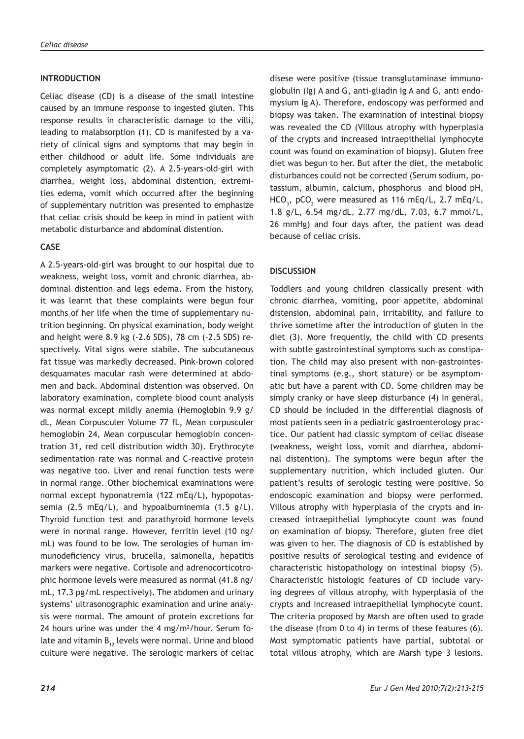## INTRODUCTION

Celiac disease (CD) is a disease of the small intestine caused by an immune response to ingested gluten. This response results in characteristic damage to the villi, leading to malabsorption (1). CD is manifested by a variety of clinical signs and symptoms that may begin in either childhood or adult life. Some individuals are completely asymptomatic (2). A 2.5-years-old-girl with diarrhea, weight loss, abdominal distention, extremities edema, vomit which occurred after the beginning of supplementary nutrition was presented to emphasize that celiac crisis should be keep in mind in patient with metabolic disturbance and abdominal distention.

## CASE

A 2.5-years-old-girl was brought to our hospital due to weakness, weight loss, vomit and chronic diarrhea, abdominal distention and legs edema. From the history, it was learnt that these complaints were begun four months of her life when the time of supplementary nutrition beginning. On physical examination, body weight and height were 8.9 kg (-2.6 SDS), 78 cm (-2.5 SDS) respectively. Vital signs were stabile. The subcutaneous fat tissue was markedly decreased. Pink-brown colored desquamates macular rash were determined at abdomen and back. Abdominal distention was observed. On laboratory examination, complete blood count analysis was normal except mildly anemia (Hemoglobin 9.9 g/dL, Mean Corpusculer Volume 77 fL, Mean corpusculer hemoglobin 24, Mean corpuscular hemoglobin concentration 31, red cell distribution width 30). Erythrocyte sedimentation rate was normal and C-reactive protein was negative too. Liver and renal function tests were in normal range. Other biochemical examinations were normal except hyponatremia (122 mEq/L), hypopotassemia (2.5 mEq/L), and hypoalbuminemia (1.5 g/L). Thyroid function test and parathyroid hormone levels were in normal range. However, ferritin level (10 ng/mL) was found to be low. The serologies of human immunodeficiency virus, brucella, salmonella, hepatitis markers were negative. Cortisole and adrenocorticotrophic hormone levels were measured as normal (41.8 ng/mL, 17.3 pg/mL respectively). The abdomen and urinary systems' ultrasonographic examination and urine analysis were normal. The amount of protein excretions for 24 hours urine was under the 4 mg/m$^2$/hour. Serum folate and vitamin $B_{12}$ levels were normal. Urine and blood culture were negative. The serologic markers of celiac disese were positive (tissue transglutaminase immunoglobulin (Ig) A and G, anti-gliadin Ig A and G, anti endomysium Ig A). Therefore, endoscopy was performed and biopsy was taken. The examination of intestinal biopsy was revealed the CD (Villous atrophy with hyperplasia of the crypts and increased intraepithelial lymphocyte count was found on examination of biopsy). Gluten free diet was begun to her. But after the diet, the metabolic disturbances could not be corrected (Serum sodium, potassium, albumin, calcium, phosphorus and blood pH, $HCO_3$, $pCO_2$ were measured as 116 mEq/L, 2.7 mEq/L, 1.8 g/L, 6.54 mg/dL, 2.77 mg/dL, 7.03, 6.7 mmol/L, 26 mmHg) and four days after, the patient was dead because of celiac crisis.

## DISCUSSION

Toddlers and young children classically present with chronic diarrhea, vomiting, poor appetite, abdominal distension, abdominal pain, irritability, and failure to thrive sometime after the introduction of gluten in the diet (3). More frequently, the child with CD presents with subtle gastrointestinal symptoms such as constipation. The child may also present with non-gastrointestinal symptoms (e.g., short stature) or be asymptomatic but have a parent with CD. Some children may be simply cranky or have sleep disturbance (4) In general, CD should be included in the differential diagnosis of most patients seen in a pediatric gastroenterology practice. Our patient had classic symptom of celiac disease (weakness, weight loss, vomit and diarrhea, abdominal distention). The symptoms were begun after the supplementary nutrition, which included gluten. Our patient's results of serologic testing were positive. So endoscopic examination and biopsy were performed. Villous atrophy with hyperplasia of the crypts and increased intraepithelial lymphocyte count was found on examination of biopsy. Therefore, gluten free diet was given to her. The diagnosis of CD is established by positive results of serological testing and evidence of characteristic histopathology on intestinal biopsy (5). Characteristic histologic features of CD include varying degrees of villous atrophy, with hyperplasia of the crypts and increased intraepithelial lymphocyte count. The criteria proposed by Marsh are often used to grade the disease (from 0 to 4) in terms of these features (6). Most symptomatic patients have partial, subtotal or total villous atrophy, which are Marsh type 3 lesions.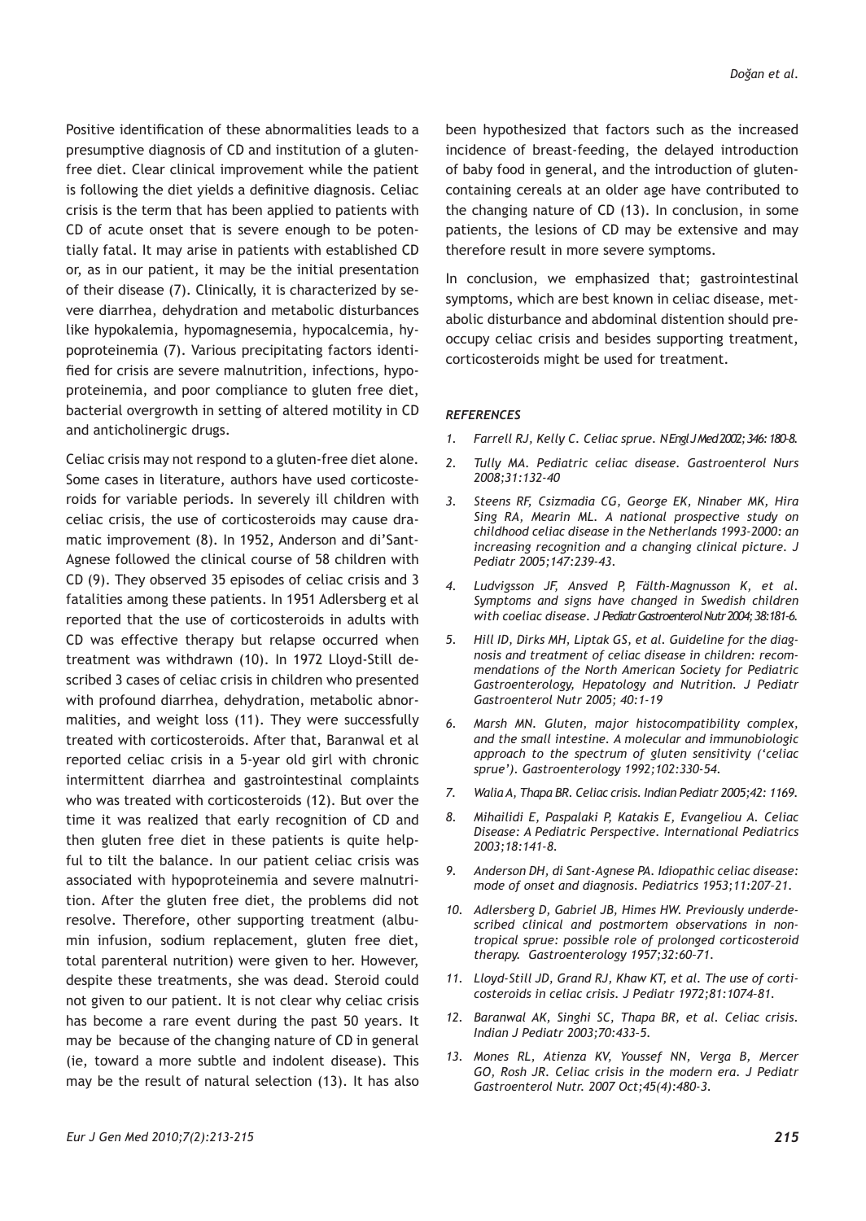Positive identification of these abnormalities leads to a presumptive diagnosis of CD and institution of a gluten-free diet. Clear clinical improvement while the patient is following the diet yields a definitive diagnosis. Celiac crisis is the term that has been applied to patients with CD of acute onset that is severe enough to be potentially fatal. It may arise in patients with established CD or, as in our patient, it may be the initial presentation of their disease (7). Clinically, it is characterized by severe diarrhea, dehydration and metabolic disturbances like hypokalemia, hypomagnesemia, hypocalcemia, hypoproteinemia (7). Various precipitating factors identified for crisis are severe malnutrition, infections, hypoproteinemia, and poor compliance to gluten free diet, bacterial overgrowth in setting of altered motility in CD and anticholinergic drugs.

Celiac crisis may not respond to a gluten-free diet alone. Some cases in literature, authors have used corticosteroids for variable periods. In severely ill children with celiac crisis, the use of corticosteroids may cause dramatic improvement (8). In 1952, Anderson and di'Sant-Agnese followed the clinical course of 58 children with CD (9). They observed 35 episodes of celiac crisis and 3 fatalities among these patients. In 1951 Adlersberg et al reported that the use of corticosteroids in adults with CD was effective therapy but relapse occurred when treatment was withdrawn (10). In 1972 Lloyd-Still described 3 cases of celiac crisis in children who presented with profound diarrhea, dehydration, metabolic abnormalities, and weight loss (11). They were successfully treated with corticosteroids. After that, Baranwal et al reported celiac crisis in a 5-year old girl with chronic intermittent diarrhea and gastrointestinal complaints who was treated with corticosteroids (12). But over the time it was realized that early recognition of CD and then gluten free diet in these patients is quite helpful to tilt the balance. In our patient celiac crisis was associated with hypoproteinemia and severe malnutrition. After the gluten free diet, the problems did not resolve. Therefore, other supporting treatment (albumin infusion, sodium replacement, gluten free diet, total parenteral nutrition) were given to her. However, despite these treatments, she was dead. Steroid could not given to our patient. It is not clear why celiac crisis has become a rare event during the past 50 years. It may be because of the changing nature of CD in general (ie, toward a more subtle and indolent disease). This may be the result of natural selection (13). It has also been hypothesized that factors such as the increased incidence of breast-feeding, the delayed introduction of baby food in general, and the introduction of gluten-containing cereals at an older age have contributed to the changing nature of CD (13). In conclusion, in some patients, the lesions of CD may be extensive and may therefore result in more severe symptoms.

In conclusion, we emphasized that; gastrointestinal symptoms, which are best known in celiac disease, metabolic disturbance and abdominal distention should preoccupy celiac crisis and besides supporting treatment, corticosteroids might be used for treatment.

### *REFERENCES*

1. *Farrell RJ, Kelly C. Celiac sprue. N Engl J Med 2002; 346: 180-8.*
2. *Tully MA. Pediatric celiac disease. Gastroenterol Nurs 2008;31:132-40*
3. *Steens RF, Csizmadia CG, George EK, Ninaber MK, Hira Sing RA, Mearin ML. A national prospective study on childhood celiac disease in the Netherlands 1993-2000: an increasing recognition and a changing clinical picture. J Pediatr 2005;147:239-43.*
4. *Ludvigsson JF, Ansved P, Fälth-Magnusson K, et al. Symptoms and signs have changed in Swedish children with coeliac disease. J Pediatr Gastroenterol Nutr 2004; 38:181-6.*
5. *Hill ID, Dirks MH, Liptak GS, et al. Guideline for the diagnosis and treatment of celiac disease in children: recommendations of the North American Society for Pediatric Gastroenterology, Hepatology and Nutrition. J Pediatr Gastroenterol Nutr 2005; 40:1-19*
6. *Marsh MN. Gluten, major histocompatibility complex, and the small intestine. A molecular and immunobiologic approach to the spectrum of gluten sensitivity ('celiac sprue'). Gastroenterology 1992;102:330-54.*
7. *Walia A, Thapa BR. Celiac crisis. Indian Pediatr 2005;42: 1169.*
8. *Mihailidi E, Paspalaki P, Katakis E, Evangeliou A. Celiac Disease: A Pediatric Perspective. International Pediatrics 2003;18:141-8.*
9. *Anderson DH, di Sant-Agnese PA. Idiopathic celiac disease: mode of onset and diagnosis. Pediatrics 1953;11:207-21.*
10. *Adlersberg D, Gabriel JB, Himes HW. Previously underdescribed clinical and postmortem observations in nontropical sprue: possible role of prolonged corticosteroid therapy. Gastroenterology 1957;32:60-71.*
11. *Lloyd-Still JD, Grand RJ, Khaw KT, et al. The use of corticosteroids in celiac crisis. J Pediatr 1972;81:1074-81.*
12. *Baranwal AK, Singhi SC, Thapa BR, et al. Celiac crisis. Indian J Pediatr 2003;70:433-5.*
13. *Mones RL, Atienza KV, Youssef NN, Verga B, Mercer GO, Rosh JR. Celiac crisis in the modern era. J Pediatr Gastroenterol Nutr. 2007 Oct;45(4):480-3.*